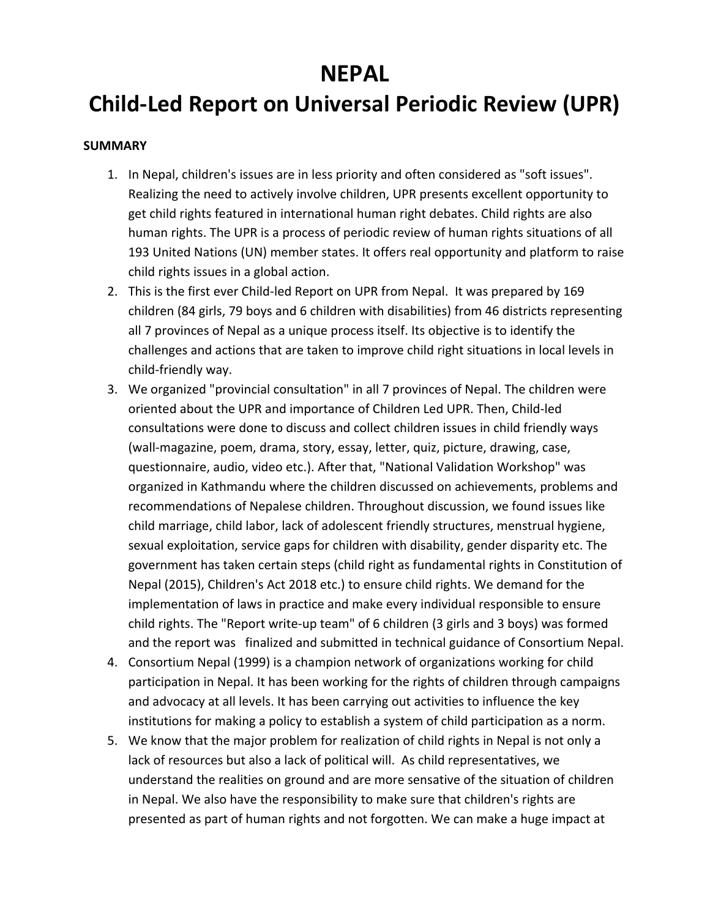# NEPAL
# Child-Led Report on Universal Periodic Review (UPR)

**SUMMARY**

1. In Nepal, children's issues are in less priority and often considered as "soft issues". Realizing the need to actively involve children, UPR presents excellent opportunity to get child rights featured in international human right debates. Child rights are also human rights. The UPR is a process of periodic review of human rights situations of all 193 United Nations (UN) member states. It offers real opportunity and platform to raise child rights issues in a global action.
2. This is the first ever Child-led Report on UPR from Nepal. It was prepared by 169 children (84 girls, 79 boys and 6 children with disabilities) from 46 districts representing all 7 provinces of Nepal as a unique process itself. Its objective is to identify the challenges and actions that are taken to improve child right situations in local levels in child-friendly way.
3. We organized "provincial consultation" in all 7 provinces of Nepal. The children were oriented about the UPR and importance of Children Led UPR. Then, Child-led consultations were done to discuss and collect children issues in child friendly ways (wall-magazine, poem, drama, story, essay, letter, quiz, picture, drawing, case, questionnaire, audio, video etc.). After that, "National Validation Workshop" was organized in Kathmandu where the children discussed on achievements, problems and recommendations of Nepalese children. Throughout discussion, we found issues like child marriage, child labor, lack of adolescent friendly structures, menstrual hygiene, sexual exploitation, service gaps for children with disability, gender disparity etc. The government has taken certain steps (child right as fundamental rights in Constitution of Nepal (2015), Children's Act 2018 etc.) to ensure child rights. We demand for the implementation of laws in practice and make every individual responsible to ensure child rights. The "Report write-up team" of 6 children (3 girls and 3 boys) was formed and the report was finalized and submitted in technical guidance of Consortium Nepal.
4. Consortium Nepal (1999) is a champion network of organizations working for child participation in Nepal. It has been working for the rights of children through campaigns and advocacy at all levels. It has been carrying out activities to influence the key institutions for making a policy to establish a system of child participation as a norm.
5. We know that the major problem for realization of child rights in Nepal is not only a lack of resources but also a lack of political will. As child representatives, we understand the realities on ground and are more sensative of the situation of children in Nepal. We also have the responsibility to make sure that children's rights are presented as part of human rights and not forgotten. We can make a huge impact at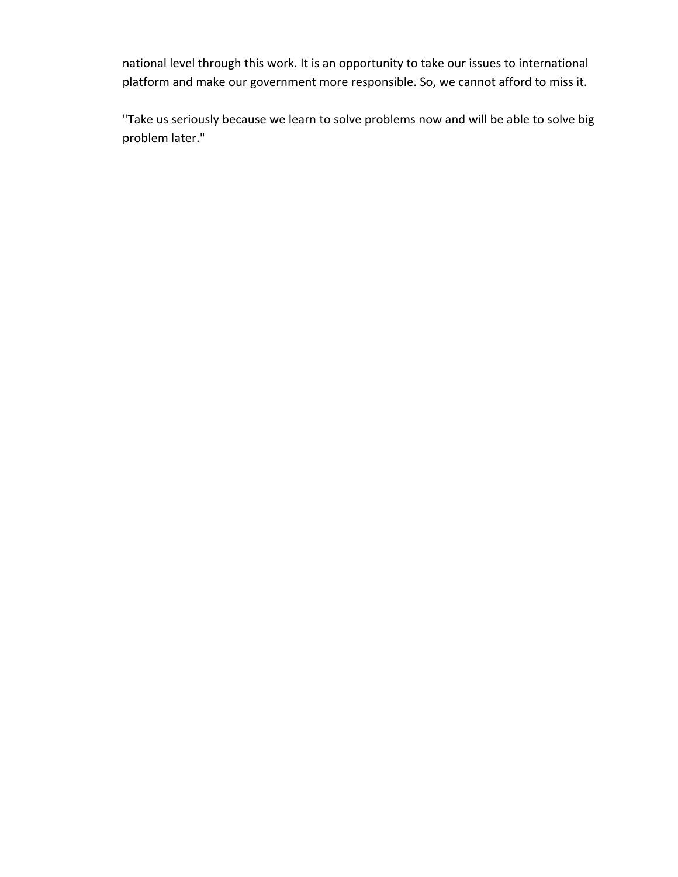national level through this work. It is an opportunity to take our issues to international platform and make our government more responsible. So, we cannot afford to miss it.

"Take us seriously because we learn to solve problems now and will be able to solve big problem later."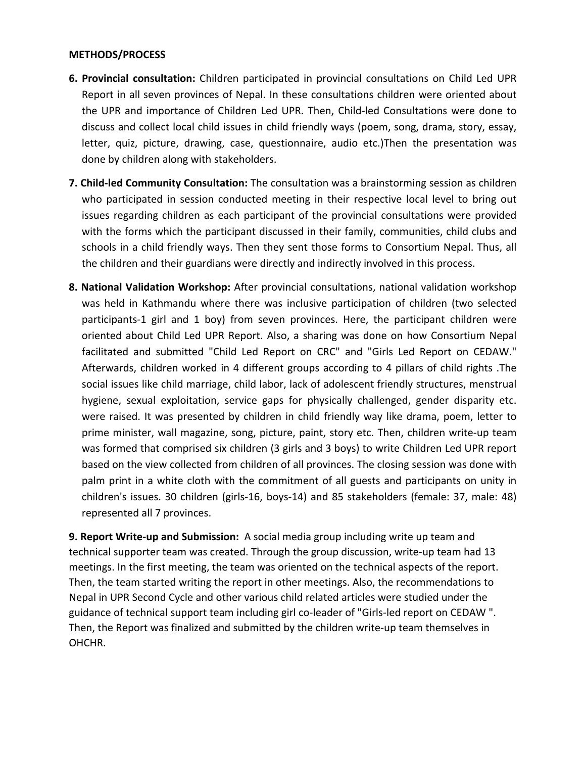**METHODS/PROCESS**

6. **Provincial consultation:** Children participated in provincial consultations on Child Led UPR Report in all seven provinces of Nepal. In these consultations children were oriented about the UPR and importance of Children Led UPR. Then, Child-led Consultations were done to discuss and collect local child issues in child friendly ways (poem, song, drama, story, essay, letter, quiz, picture, drawing, case, questionnaire, audio etc.)Then the presentation was done by children along with stakeholders.

7. **Child-led Community Consultation:** The consultation was a brainstorming session as children who participated in session conducted meeting in their respective local level to bring out issues regarding children as each participant of the provincial consultations were provided with the forms which the participant discussed in their family, communities, child clubs and schools in a child friendly ways. Then they sent those forms to Consortium Nepal. Thus, all the children and their guardians were directly and indirectly involved in this process.

8. **National Validation Workshop:** After provincial consultations, national validation workshop was held in Kathmandu where there was inclusive participation of children (two selected participants-1 girl and 1 boy) from seven provinces. Here, the participant children were oriented about Child Led UPR Report. Also, a sharing was done on how Consortium Nepal facilitated and submitted "Child Led Report on CRC" and "Girls Led Report on CEDAW." Afterwards, children worked in 4 different groups according to 4 pillars of child rights .The social issues like child marriage, child labor, lack of adolescent friendly structures, menstrual hygiene, sexual exploitation, service gaps for physically challenged, gender disparity etc. were raised. It was presented by children in child friendly way like drama, poem, letter to prime minister, wall magazine, song, picture, paint, story etc. Then, children write-up team was formed that comprised six children (3 girls and 3 boys) to write Children Led UPR report based on the view collected from children of all provinces. The closing session was done with palm print in a white cloth with the commitment of all guests and participants on unity in children's issues. 30 children (girls-16, boys-14) and 85 stakeholders (female: 37, male: 48) represented all 7 provinces.

9. **Report Write-up and Submission:** A social media group including write up team and technical supporter team was created. Through the group discussion, write-up team had 13 meetings. In the first meeting, the team was oriented on the technical aspects of the report. Then, the team started writing the report in other meetings. Also, the recommendations to Nepal in UPR Second Cycle and other various child related articles were studied under the guidance of technical support team including girl co-leader of "Girls-led report on CEDAW ". Then, the Report was finalized and submitted by the children write-up team themselves in OHCHR.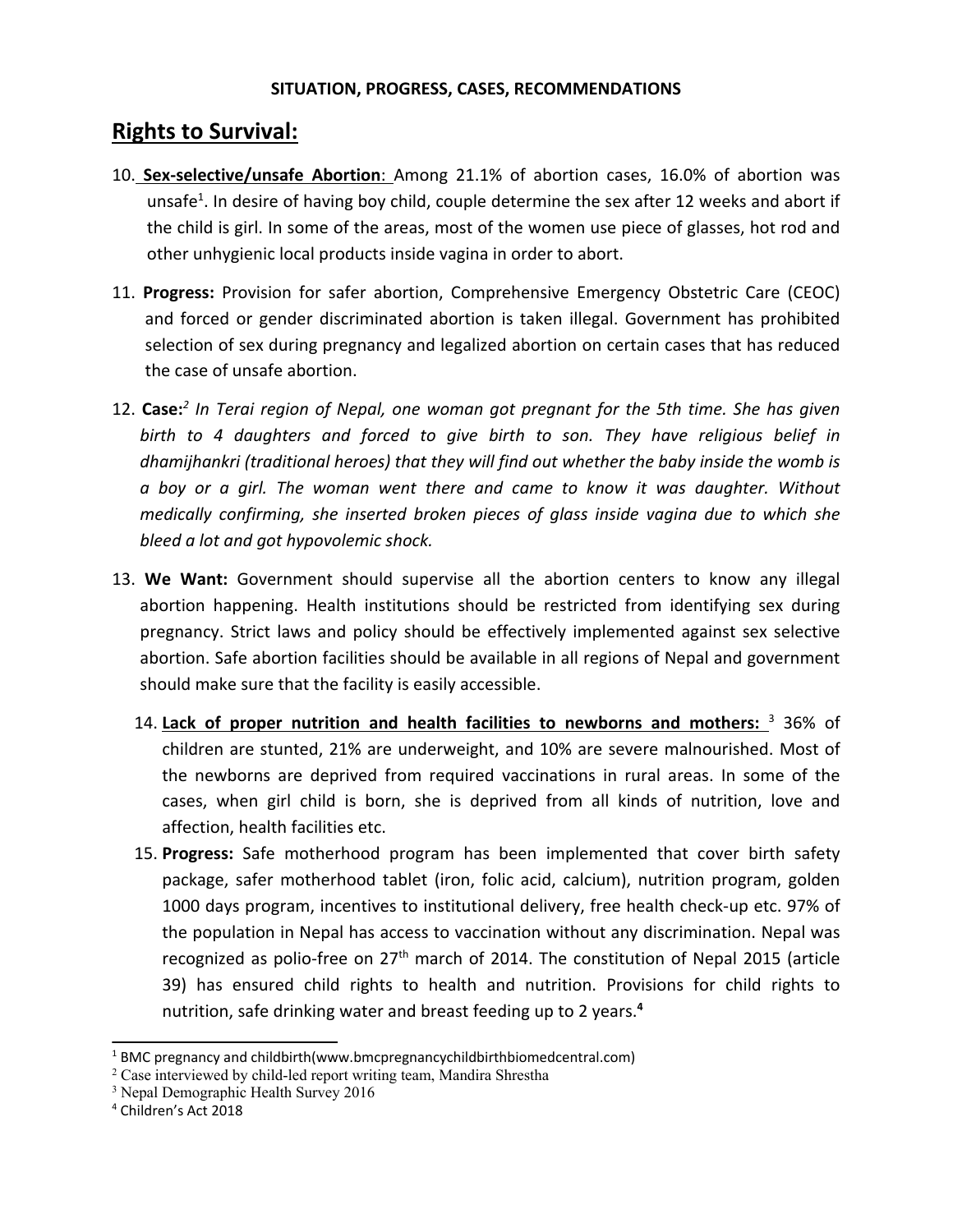**SITUATION, PROGRESS, CASES, RECOMMENDATIONS**

# Rights to Survival:

10. **Sex-selective/unsafe Abortion**: Among 21.1% of abortion cases, 16.0% of abortion was unsafe[1]. In desire of having boy child, couple determine the sex after 12 weeks and abort if the child is girl. In some of the areas, most of the women use piece of glasses, hot rod and other unhygienic local products inside vagina in order to abort.

11. **Progress:** Provision for safer abortion, Comprehensive Emergency Obstetric Care (CEOC) and forced or gender discriminated abortion is taken illegal. Government has prohibited selection of sex during pregnancy and legalized abortion on certain cases that has reduced the case of unsafe abortion.

12. **Case:**[2] *In Terai region of Nepal, one woman got pregnant for the 5th time. She has given birth to 4 daughters and forced to give birth to son. They have religious belief in dhamijhankri (traditional heroes) that they will find out whether the baby inside the womb is a boy or a girl. The woman went there and came to know it was daughter. Without medically confirming, she inserted broken pieces of glass inside vagina due to which she bleed a lot and got hypovolemic shock.*

13. **We Want:** Government should supervise all the abortion centers to know any illegal abortion happening. Health institutions should be restricted from identifying sex during pregnancy. Strict laws and policy should be effectively implemented against sex selective abortion. Safe abortion facilities should be available in all regions of Nepal and government should make sure that the facility is easily accessible.

14. **Lack of proper nutrition and health facilities to newborns and mothers:** [3] 36% of children are stunted, 21% are underweight, and 10% are severe malnourished. Most of the newborns are deprived from required vaccinations in rural areas. In some of the cases, when girl child is born, she is deprived from all kinds of nutrition, love and affection, health facilities etc.

15. **Progress:** Safe motherhood program has been implemented that cover birth safety package, safer motherhood tablet (iron, folic acid, calcium), nutrition program, golden 1000 days program, incentives to institutional delivery, free health check-up etc. 97% of the population in Nepal has access to vaccination without any discrimination. Nepal was recognized as polio-free on 27th march of 2014. The constitution of Nepal 2015 (article 39) has ensured child rights to health and nutrition. Provisions for child rights to nutrition, safe drinking water and breast feeding up to 2 years.[4]

---

[1] BMC pregnancy and childbirth(www.bmcpregnancychildbirthbiomedcentral.com)

[2] Case interviewed by child-led report writing team, Mandira Shrestha

[3] Nepal Demographic Health Survey 2016

[4] Children's Act 2018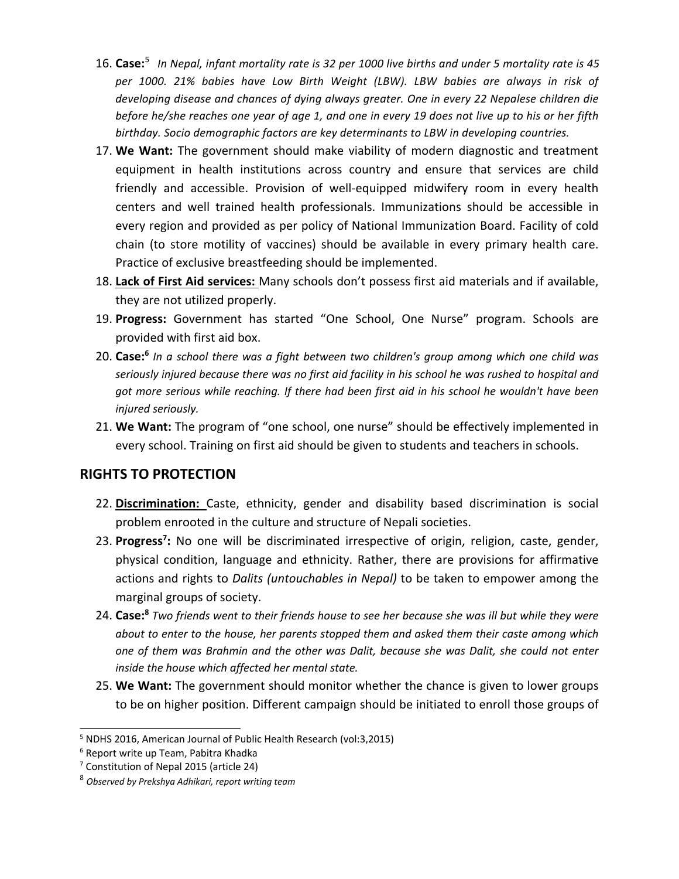16. **Case:**[5] *In Nepal, infant mortality rate is 32 per 1000 live births and under 5 mortality rate is 45 per 1000. 21% babies have Low Birth Weight (LBW). LBW babies are always in risk of developing disease and chances of dying always greater. One in every 22 Nepalese children die before he/she reaches one year of age 1, and one in every 19 does not live up to his or her fifth birthday. Socio demographic factors are key determinants to LBW in developing countries.*
17. **We Want:** The government should make viability of modern diagnostic and treatment equipment in health institutions across country and ensure that services are child friendly and accessible. Provision of well-equipped midwifery room in every health centers and well trained health professionals. Immunizations should be accessible in every region and provided as per policy of National Immunization Board. Facility of cold chain (to store motility of vaccines) should be available in every primary health care. Practice of exclusive breastfeeding should be implemented.
18. **<u>Lack of First Aid services:</u>** Many schools don't possess first aid materials and if available, they are not utilized properly.
19. **Progress:** Government has started "One School, One Nurse" program. Schools are provided with first aid box.
20. **Case:**[6] *In a school there was a fight between two children's group among which one child was seriously injured because there was no first aid facility in his school he was rushed to hospital and got more serious while reaching. If there had been first aid in his school he wouldn't have been injured seriously.*
21. **We Want:** The program of "one school, one nurse" should be effectively implemented in every school. Training on first aid should be given to students and teachers in schools.

## RIGHTS TO PROTECTION

22. **<u>Discrimination:</u>** Caste, ethnicity, gender and disability based discrimination is social problem enrooted in the culture and structure of Nepali societies.
23. **Progress**[7]**:** No one will be discriminated irrespective of origin, religion, caste, gender, physical condition, language and ethnicity. Rather, there are provisions for affirmative actions and rights to *Dalits (untouchables in Nepal)* to be taken to empower among the marginal groups of society.
24. **Case:**[8] *Two friends went to their friends house to see her because she was ill but while they were about to enter to the house, her parents stopped them and asked them their caste among which one of them was Brahmin and the other was Dalit, because she was Dalit, she could not enter inside the house which affected her mental state.*
25. **We Want:** The government should monitor whether the chance is given to lower groups to be on higher position. Different campaign should be initiated to enroll those groups of

---

[5] NDHS 2016, American Journal of Public Health Research (vol:3,2015)

[6] Report write up Team, Pabitra Khadka

[7] Constitution of Nepal 2015 (article 24)

[8] *Observed by Prekshya Adhikari, report writing team*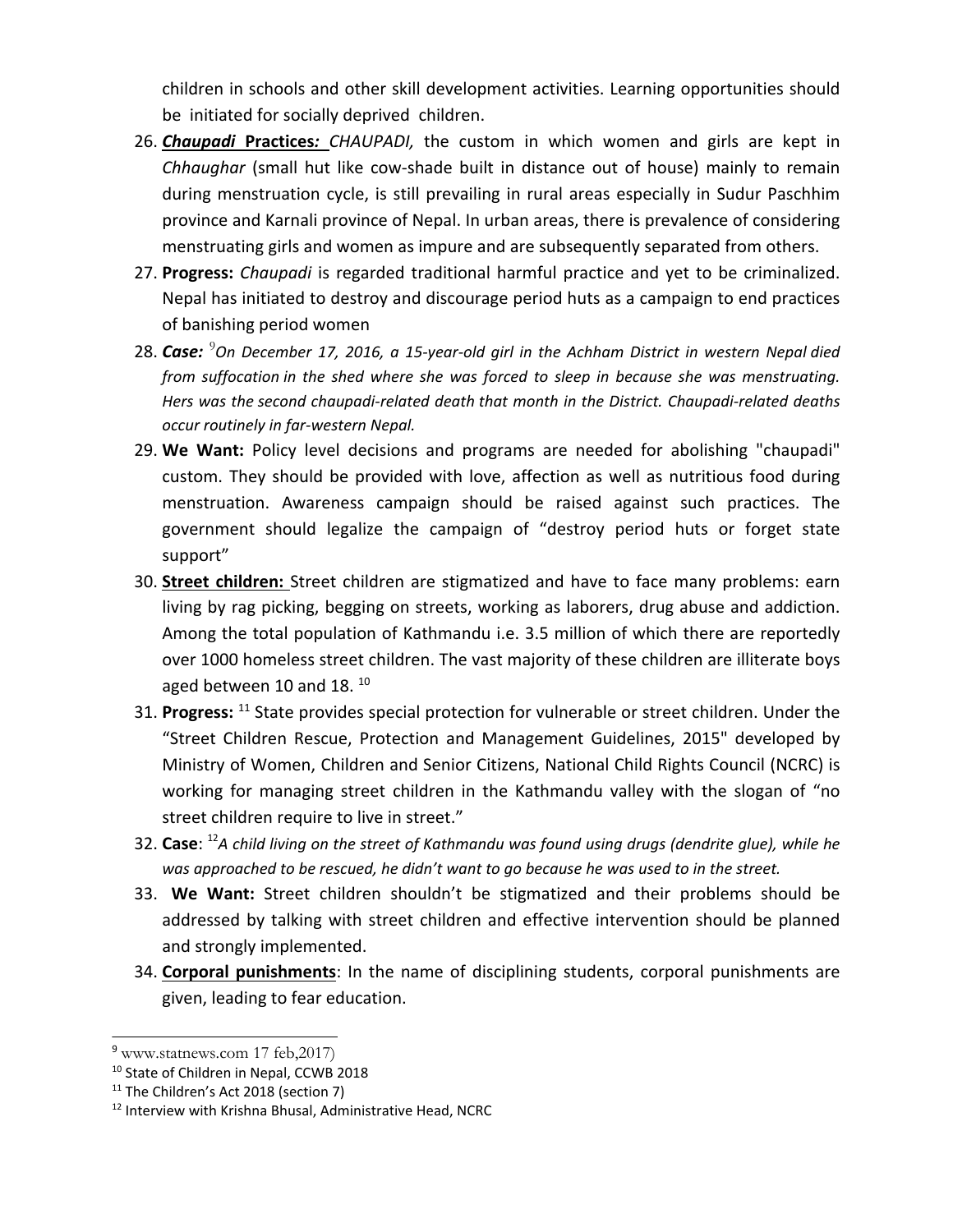children in schools and other skill development activities. Learning opportunities should be initiated for socially deprived children.

26. ***Chaupadi* Practices*:*** *CHAUPADI,* the custom in which women and girls are kept in *Chhaughar* (small hut like cow-shade built in distance out of house) mainly to remain during menstruation cycle, is still prevailing in rural areas especially in Sudur Paschhim province and Karnali province of Nepal. In urban areas, there is prevalence of considering menstruating girls and women as impure and are subsequently separated from others.
27. **Progress:** *Chaupadi* is regarded traditional harmful practice and yet to be criminalized. Nepal has initiated to destroy and discourage period huts as a campaign to end practices of banishing period women
28. ***Case:*** [9]*On December 17, 2016, a 15-year-old girl in the Achham District in western Nepal died from suffocation in the shed where she was forced to sleep in because she was menstruating. Hers was the second chaupadi-related death that month in the District. Chaupadi-related deaths occur routinely in far-western Nepal.*
29. **We Want:** Policy level decisions and programs are needed for abolishing "chaupadi" custom. They should be provided with love, affection as well as nutritious food during menstruation. Awareness campaign should be raised against such practices. The government should legalize the campaign of "destroy period huts or forget state support"
30. **Street children:** Street children are stigmatized and have to face many problems: earn living by rag picking, begging on streets, working as laborers, drug abuse and addiction. Among the total population of Kathmandu i.e. 3.5 million of which there are reportedly over 1000 homeless street children. The vast majority of these children are illiterate boys aged between 10 and 18. [10]
31. **Progress:** [11] State provides special protection for vulnerable or street children. Under the "Street Children Rescue, Protection and Management Guidelines, 2015" developed by Ministry of Women, Children and Senior Citizens, National Child Rights Council (NCRC) is working for managing street children in the Kathmandu valley with the slogan of "no street children require to live in street."
32. **Case**: [12]*A child living on the street of Kathmandu was found using drugs (dendrite glue), while he was approached to be rescued, he didn't want to go because he was used to in the street.*
33. **We Want:** Street children shouldn't be stigmatized and their problems should be addressed by talking with street children and effective intervention should be planned and strongly implemented.
34. **Corporal punishments**: In the name of disciplining students, corporal punishments are given, leading to fear education.

---

[9] www.statnews.com 17 feb,2017)

[10] State of Children in Nepal, CCWB 2018

[11] The Children's Act 2018 (section 7)

[12] Interview with Krishna Bhusal, Administrative Head, NCRC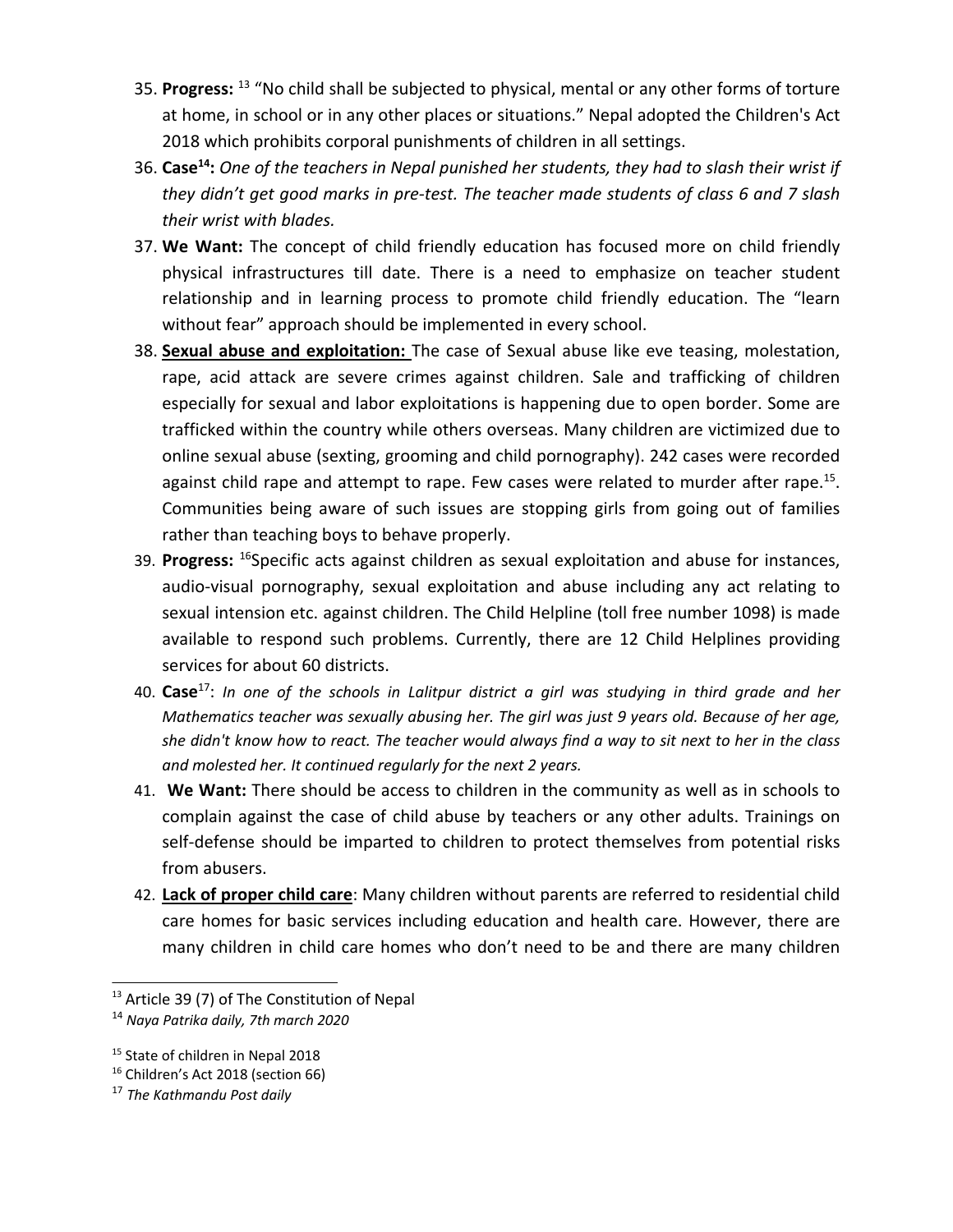35. **Progress:** [13] "No child shall be subjected to physical, mental or any other forms of torture at home, in school or in any other places or situations." Nepal adopted the Children's Act 2018 which prohibits corporal punishments of children in all settings.
36. **Case[14]:** *One of the teachers in Nepal punished her students, they had to slash their wrist if they didn't get good marks in pre-test. The teacher made students of class 6 and 7 slash their wrist with blades.*
37. **We Want:** The concept of child friendly education has focused more on child friendly physical infrastructures till date. There is a need to emphasize on teacher student relationship and in learning process to promote child friendly education. The "learn without fear" approach should be implemented in every school.
38. **Sexual abuse and exploitation:** The case of Sexual abuse like eve teasing, molestation, rape, acid attack are severe crimes against children. Sale and trafficking of children especially for sexual and labor exploitations is happening due to open border. Some are trafficked within the country while others overseas. Many children are victimized due to online sexual abuse (sexting, grooming and child pornography). 242 cases were recorded against child rape and attempt to rape. Few cases were related to murder after rape.[15]. Communities being aware of such issues are stopping girls from going out of families rather than teaching boys to behave properly.
39. **Progress:** [16]Specific acts against children as sexual exploitation and abuse for instances, audio-visual pornography, sexual exploitation and abuse including any act relating to sexual intension etc. against children. The Child Helpline (toll free number 1098) is made available to respond such problems. Currently, there are 12 Child Helplines providing services for about 60 districts.
40. **Case**[17]: *In one of the schools in Lalitpur district a girl was studying in third grade and her Mathematics teacher was sexually abusing her. The girl was just 9 years old. Because of her age, she didn't know how to react. The teacher would always find a way to sit next to her in the class and molested her. It continued regularly for the next 2 years.*
41. **We Want:** There should be access to children in the community as well as in schools to complain against the case of child abuse by teachers or any other adults. Trainings on self-defense should be imparted to children to protect themselves from potential risks from abusers.
42. **Lack of proper child care**: Many children without parents are referred to residential child care homes for basic services including education and health care. However, there are many children in child care homes who don't need to be and there are many children

---

[13] Article 39 (7) of The Constitution of Nepal

[14] *Naya Patrika daily, 7th march 2020*

[15] State of children in Nepal 2018

[16] Children's Act 2018 (section 66)

[17] *The Kathmandu Post daily*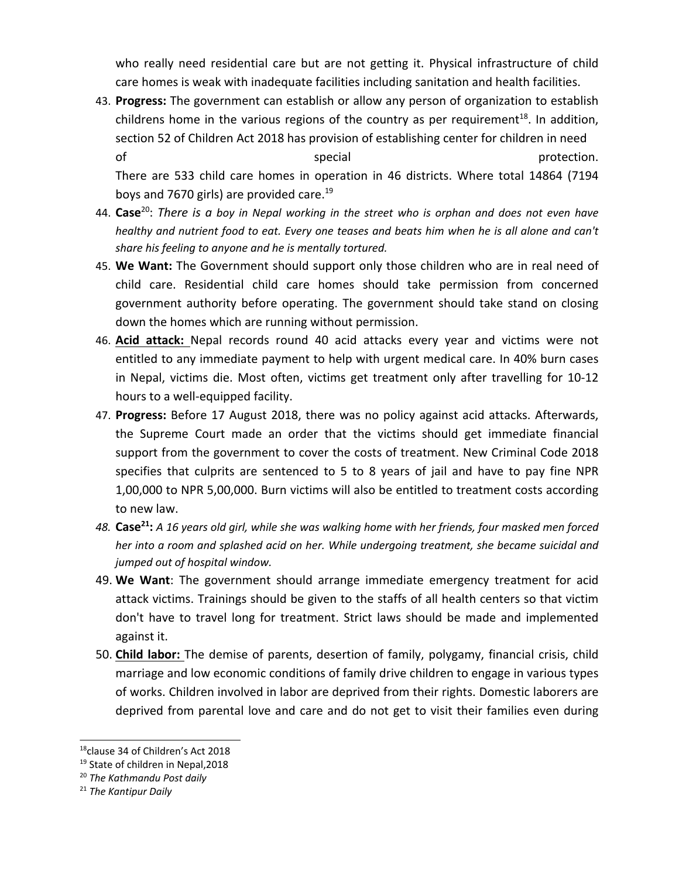who really need residential care but are not getting it. Physical infrastructure of child care homes is weak with inadequate facilities including sanitation and health facilities.

43. **Progress:** The government can establish or allow any person of organization to establish childrens home in the various regions of the country as per requirement[18]. In addition, section 52 of Children Act 2018 has provision of establishing center for children in need of special protection.
    There are 533 child care homes in operation in 46 districts. Where total 14864 (7194 boys and 7670 girls) are provided care.[19]
44. **Case**[20]: *There is a boy in Nepal working in the street who is orphan and does not even have healthy and nutrient food to eat. Every one teases and beats him when he is all alone and can't share his feeling to anyone and he is mentally tortured.*
45. **We Want:** The Government should support only those children who are in real need of child care. Residential child care homes should take permission from concerned government authority before operating. The government should take stand on closing down the homes which are running without permission.
46. **Acid attack:** Nepal records round 40 acid attacks every year and victims were not entitled to any immediate payment to help with urgent medical care. In 40% burn cases in Nepal, victims die. Most often, victims get treatment only after travelling for 10-12 hours to a well-equipped facility.
47. **Progress:** Before 17 August 2018, there was no policy against acid attacks. Afterwards, the Supreme Court made an order that the victims should get immediate financial support from the government to cover the costs of treatment. New Criminal Code 2018 specifies that culprits are sentenced to 5 to 8 years of jail and have to pay fine NPR 1,00,000 to NPR 5,00,000. Burn victims will also be entitled to treatment costs according to new law.
48. **Case[21]:** *A 16 years old girl, while she was walking home with her friends, four masked men forced her into a room and splashed acid on her. While undergoing treatment, she became suicidal and jumped out of hospital window.*
49. **We Want**: The government should arrange immediate emergency treatment for acid attack victims. Trainings should be given to the staffs of all health centers so that victim don't have to travel long for treatment. Strict laws should be made and implemented against it.
50. **Child labor:** The demise of parents, desertion of family, polygamy, financial crisis, child marriage and low economic conditions of family drive children to engage in various types of works. Children involved in labor are deprived from their rights. Domestic laborers are deprived from parental love and care and do not get to visit their families even during

---

[18] clause 34 of Children's Act 2018
[19] State of children in Nepal,2018
[20] *The Kathmandu Post daily*
[21] *The Kantipur Daily*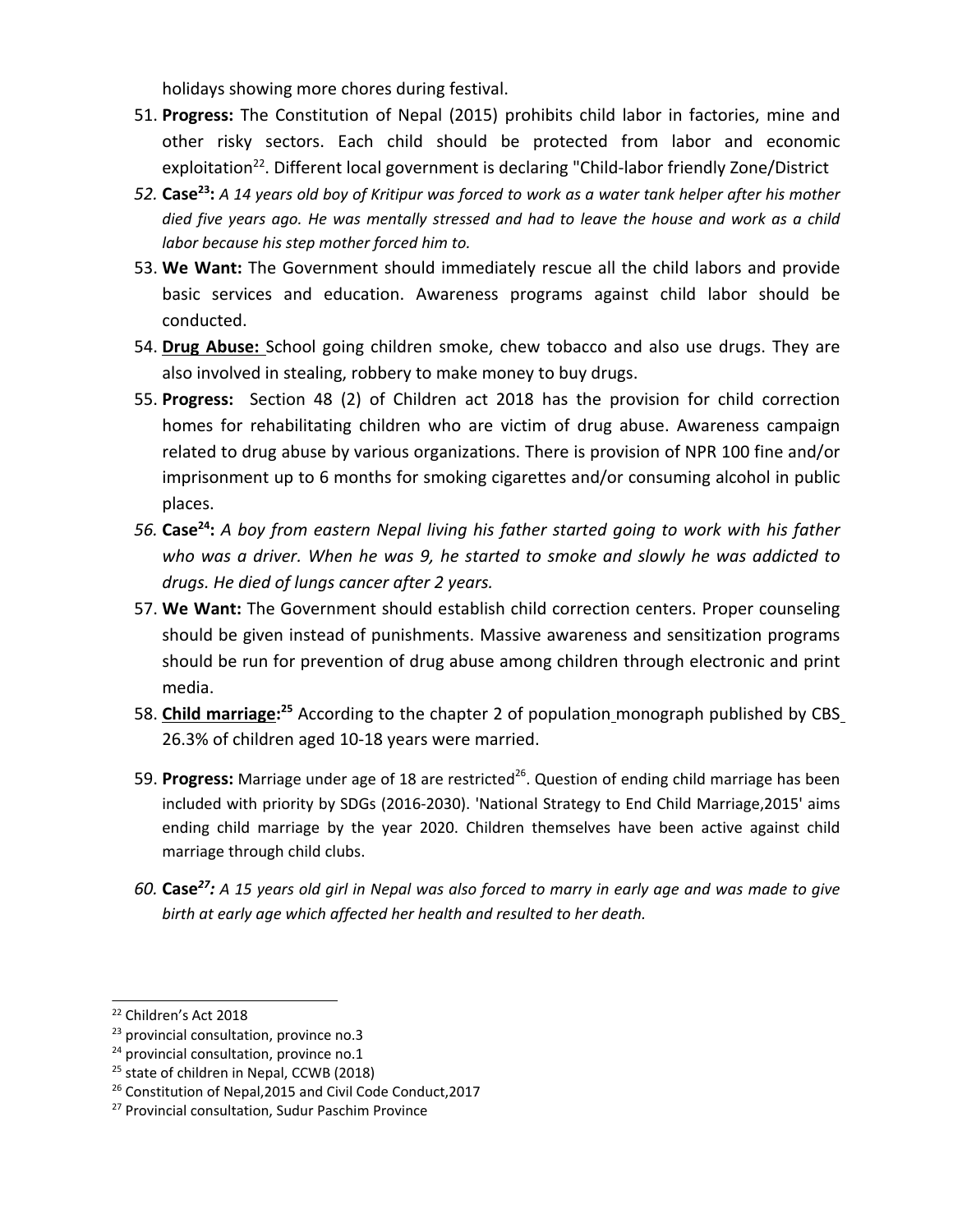holidays showing more chores during festival.

51. **Progress:** The Constitution of Nepal (2015) prohibits child labor in factories, mine and other risky sectors. Each child should be protected from labor and economic exploitation[22]. Different local government is declaring "Child-labor friendly Zone/District
52. **Case[23]:** *A 14 years old boy of Kritipur was forced to work as a water tank helper after his mother died five years ago. He was mentally stressed and had to leave the house and work as a child labor because his step mother forced him to.*
53. **We Want:** The Government should immediately rescue all the child labors and provide basic services and education. Awareness programs against child labor should be conducted.
54. **<u>Drug Abuse:</u>** School going children smoke, chew tobacco and also use drugs. They are also involved in stealing, robbery to make money to buy drugs.
55. **Progress:** Section 48 (2) of Children act 2018 has the provision for child correction homes for rehabilitating children who are victim of drug abuse. Awareness campaign related to drug abuse by various organizations. There is provision of NPR 100 fine and/or imprisonment up to 6 months for smoking cigarettes and/or consuming alcohol in public places.
56. **Case[24]:** *A boy from eastern Nepal living his father started going to work with his father who was a driver. When he was 9, he started to smoke and slowly he was addicted to drugs. He died of lungs cancer after 2 years.*
57. **We Want:** The Government should establish child correction centers. Proper counseling should be given instead of punishments. Massive awareness and sensitization programs should be run for prevention of drug abuse among children through electronic and print media.
58. **<u>Child marriage</u>:[25]** According to the chapter 2 of population monograph published by CBS 26.3% of children aged 10-18 years were married.
59. **Progress:** Marriage under age of 18 are restricted[26]. Question of ending child marriage has been included with priority by SDGs (2016-2030). 'National Strategy to End Child Marriage,2015' aims ending child marriage by the year 2020. Children themselves have been active against child marriage through child clubs.
60. **Case[27]:** *A 15 years old girl in Nepal was also forced to marry in early age and was made to give birth at early age which affected her health and resulted to her death.*

---

[22] Children's Act 2018
[23] provincial consultation, province no.3
[24] provincial consultation, province no.1
[25] state of children in Nepal, CCWB (2018)
[26] Constitution of Nepal,2015 and Civil Code Conduct,2017
[27] Provincial consultation, Sudur Paschim Province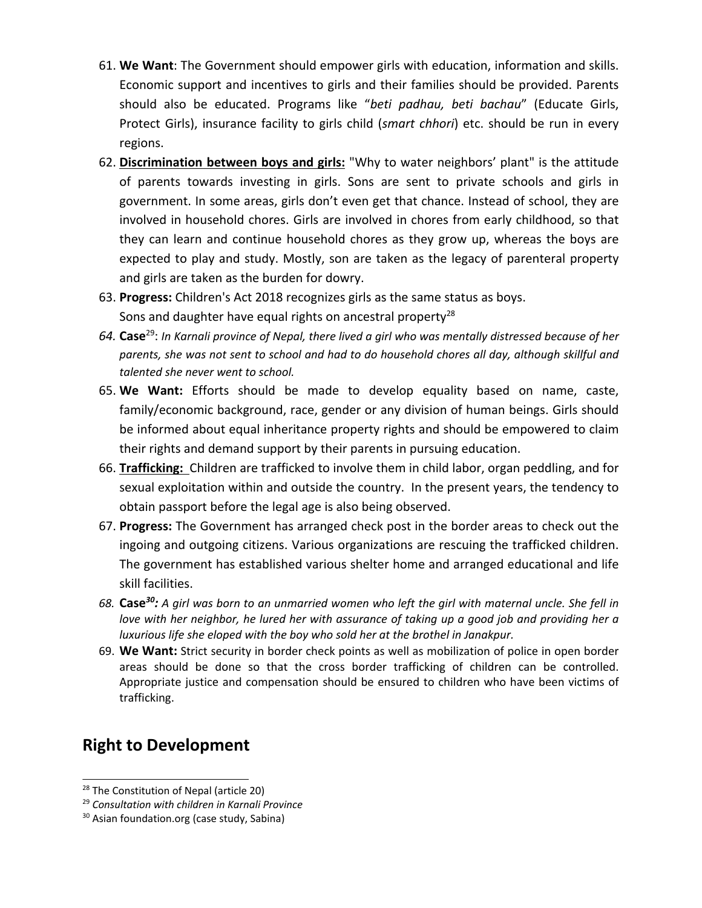61. **We Want**: The Government should empower girls with education, information and skills. Economic support and incentives to girls and their families should be provided. Parents should also be educated. Programs like "*beti padhau, beti bachau*" (Educate Girls, Protect Girls), insurance facility to girls child (*smart chhori*) etc. should be run in every regions.
62. **Discrimination between boys and girls:** "Why to water neighbors' plant" is the attitude of parents towards investing in girls. Sons are sent to private schools and girls in government. In some areas, girls don't even get that chance. Instead of school, they are involved in household chores. Girls are involved in chores from early childhood, so that they can learn and continue household chores as they grow up, whereas the boys are expected to play and study. Mostly, son are taken as the legacy of parenteral property and girls are taken as the burden for dowry.
63. **Progress:** Children's Act 2018 recognizes girls as the same status as boys.
   Sons and daughter have equal rights on ancestral property[28]
64. **Case**[29]: *In Karnali province of Nepal, there lived a girl who was mentally distressed because of her parents, she was not sent to school and had to do household chores all day, although skillful and talented she never went to school.*
65. **We Want:** Efforts should be made to develop equality based on name, caste, family/economic background, race, gender or any division of human beings. Girls should be informed about equal inheritance property rights and should be empowered to claim their rights and demand support by their parents in pursuing education.
66. **Trafficking:** Children are trafficked to involve them in child labor, organ peddling, and for sexual exploitation within and outside the country. In the present years, the tendency to obtain passport before the legal age is also being observed.
67. **Progress:** The Government has arranged check post in the border areas to check out the ingoing and outgoing citizens. Various organizations are rescuing the trafficked children. The government has established various shelter home and arranged educational and life skill facilities.
68. **Case**[30]: *A girl was born to an unmarried women who left the girl with maternal uncle. She fell in love with her neighbor, he lured her with assurance of taking up a good job and providing her a luxurious life she eloped with the boy who sold her at the brothel in Janakpur.*
69. **We Want:** Strict security in border check points as well as mobilization of police in open border areas should be done so that the cross border trafficking of children can be controlled. Appropriate justice and compensation should be ensured to children who have been victims of trafficking.

## Right to Development

---

[28] The Constitution of Nepal (article 20)

[29] *Consultation with children in Karnali Province*

[30] Asian foundation.org (case study, Sabina)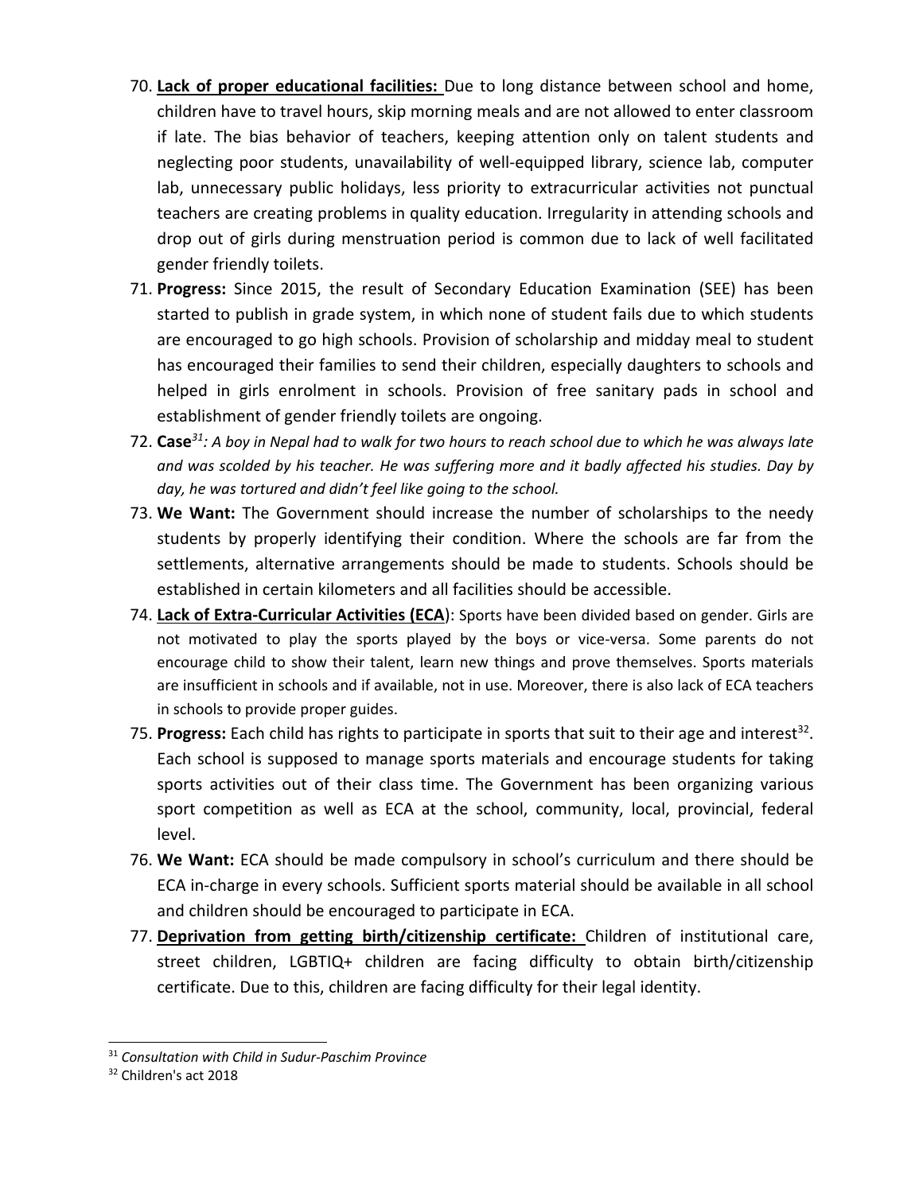70. **Lack of proper educational facilities:** Due to long distance between school and home, children have to travel hours, skip morning meals and are not allowed to enter classroom if late. The bias behavior of teachers, keeping attention only on talent students and neglecting poor students, unavailability of well-equipped library, science lab, computer lab, unnecessary public holidays, less priority to extracurricular activities not punctual teachers are creating problems in quality education. Irregularity in attending schools and drop out of girls during menstruation period is common due to lack of well facilitated gender friendly toilets.
71. **Progress:** Since 2015, the result of Secondary Education Examination (SEE) has been started to publish in grade system, in which none of student fails due to which students are encouraged to go high schools. Provision of scholarship and midday meal to student has encouraged their families to send their children, especially daughters to schools and helped in girls enrolment in schools. Provision of free sanitary pads in school and establishment of gender friendly toilets are ongoing.
72. **Case**[31]: *A boy in Nepal had to walk for two hours to reach school due to which he was always late and was scolded by his teacher. He was suffering more and it badly affected his studies. Day by day, he was tortured and didn't feel like going to the school.*
73. **We Want:** The Government should increase the number of scholarships to the needy students by properly identifying their condition. Where the schools are far from the settlements, alternative arrangements should be made to students. Schools should be established in certain kilometers and all facilities should be accessible.
74. **Lack of Extra-Curricular Activities (ECA)**: Sports have been divided based on gender. Girls are not motivated to play the sports played by the boys or vice-versa. Some parents do not encourage child to show their talent, learn new things and prove themselves. Sports materials are insufficient in schools and if available, not in use. Moreover, there is also lack of ECA teachers in schools to provide proper guides.
75. **Progress:** Each child has rights to participate in sports that suit to their age and interest[32]. Each school is supposed to manage sports materials and encourage students for taking sports activities out of their class time. The Government has been organizing various sport competition as well as ECA at the school, community, local, provincial, federal level.
76. **We Want:** ECA should be made compulsory in school's curriculum and there should be ECA in-charge in every schools. Sufficient sports material should be available in all school and children should be encouraged to participate in ECA.
77. **Deprivation from getting birth/citizenship certificate:** Children of institutional care, street children, LGBTIQ+ children are facing difficulty to obtain birth/citizenship certificate. Due to this, children are facing difficulty for their legal identity.

---

[31] *Consultation with Child in Sudur-Paschim Province*

[32] Children's act 2018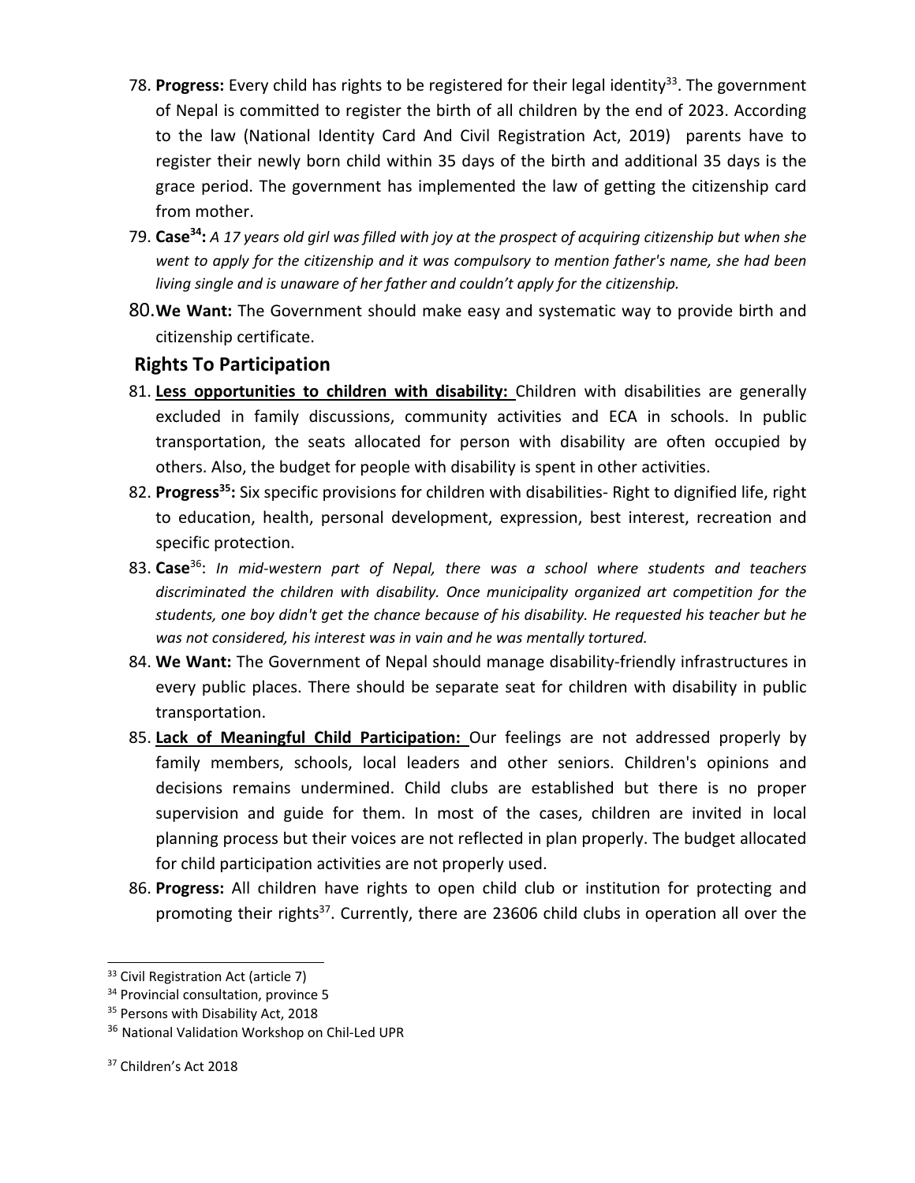78. **Progress:** Every child has rights to be registered for their legal identity[33]. The government of Nepal is committed to register the birth of all children by the end of 2023. According to the law (National Identity Card And Civil Registration Act, 2019) parents have to register their newly born child within 35 days of the birth and additional 35 days is the grace period. The government has implemented the law of getting the citizenship card from mother.
79. **Case[34]:** *A 17 years old girl was filled with joy at the prospect of acquiring citizenship but when she went to apply for the citizenship and it was compulsory to mention father's name, she had been living single and is unaware of her father and couldn't apply for the citizenship.*
80. **We Want:** The Government should make easy and systematic way to provide birth and citizenship certificate.

### Rights To Participation

81. **<u>Less opportunities to children with disability:</u>** Children with disabilities are generally excluded in family discussions, community activities and ECA in schools. In public transportation, the seats allocated for person with disability are often occupied by others. Also, the budget for people with disability is spent in other activities.
82. **Progress[35]:** Six specific provisions for children with disabilities- Right to dignified life, right to education, health, personal development, expression, best interest, recreation and specific protection.
83. **Case**[36]: *In mid-western part of Nepal, there was a school where students and teachers discriminated the children with disability. Once municipality organized art competition for the students, one boy didn't get the chance because of his disability. He requested his teacher but he was not considered, his interest was in vain and he was mentally tortured.*
84. **We Want:** The Government of Nepal should manage disability-friendly infrastructures in every public places. There should be separate seat for children with disability in public transportation.
85. **<u>Lack of Meaningful Child Participation:</u>** Our feelings are not addressed properly by family members, schools, local leaders and other seniors. Children's opinions and decisions remains undermined. Child clubs are established but there is no proper supervision and guide for them. In most of the cases, children are invited in local planning process but their voices are not reflected in plan properly. The budget allocated for child participation activities are not properly used.
86. **Progress:** All children have rights to open child club or institution for protecting and promoting their rights[37]. Currently, there are 23606 child clubs in operation all over the

---

[33] Civil Registration Act (article 7)

[34] Provincial consultation, province 5

[35] Persons with Disability Act, 2018

[36] National Validation Workshop on Chil-Led UPR

[37] Children's Act 2018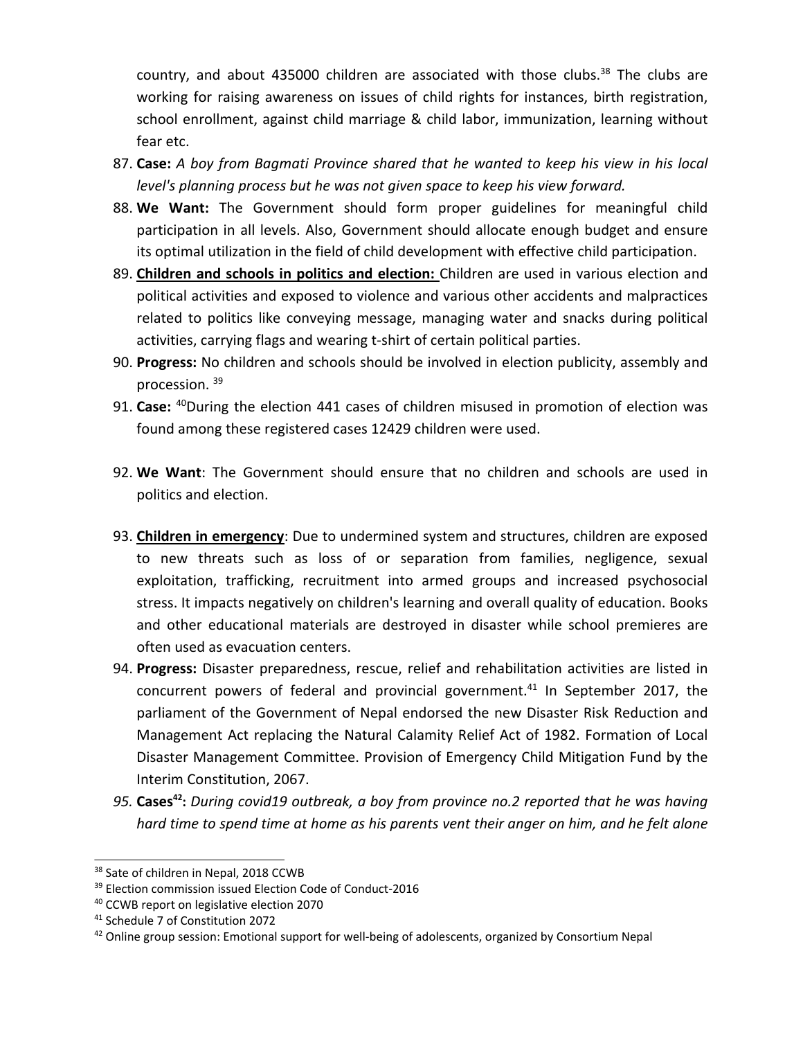country, and about 435000 children are associated with those clubs.[38] The clubs are working for raising awareness on issues of child rights for instances, birth registration, school enrollment, against child marriage & child labor, immunization, learning without fear etc.

87. **Case:** *A boy from Bagmati Province shared that he wanted to keep his view in his local level's planning process but he was not given space to keep his view forward.*
88. **We Want:** The Government should form proper guidelines for meaningful child participation in all levels. Also, Government should allocate enough budget and ensure its optimal utilization in the field of child development with effective child participation.
89. **<u>Children and schools in politics and election:</u>** Children are used in various election and political activities and exposed to violence and various other accidents and malpractices related to politics like conveying message, managing water and snacks during political activities, carrying flags and wearing t-shirt of certain political parties.
90. **Progress:** No children and schools should be involved in election publicity, assembly and procession. [39]
91. **Case:** [40]During the election 441 cases of children misused in promotion of election was found among these registered cases 12429 children were used.

92. **We Want**: The Government should ensure that no children and schools are used in politics and election.

93. **<u>Children in emergency</u>**: Due to undermined system and structures, children are exposed to new threats such as loss of or separation from families, negligence, sexual exploitation, trafficking, recruitment into armed groups and increased psychosocial stress. It impacts negatively on children's learning and overall quality of education. Books and other educational materials are destroyed in disaster while school premieres are often used as evacuation centers.
94. **Progress:** Disaster preparedness, rescue, relief and rehabilitation activities are listed in concurrent powers of federal and provincial government.[41] In September 2017, the parliament of the Government of Nepal endorsed the new Disaster Risk Reduction and Management Act replacing the Natural Calamity Relief Act of 1982. Formation of Local Disaster Management Committee. Provision of Emergency Child Mitigation Fund by the Interim Constitution, 2067.
95. **Cases[42]:** *During covid19 outbreak, a boy from province no.2 reported that he was having hard time to spend time at home as his parents vent their anger on him, and he felt alone*

---

[38] Sate of children in Nepal, 2018 CCWB

[39] Election commission issued Election Code of Conduct-2016

[40] CCWB report on legislative election 2070

[41] Schedule 7 of Constitution 2072

[42] Online group session: Emotional support for well-being of adolescents, organized by Consortium Nepal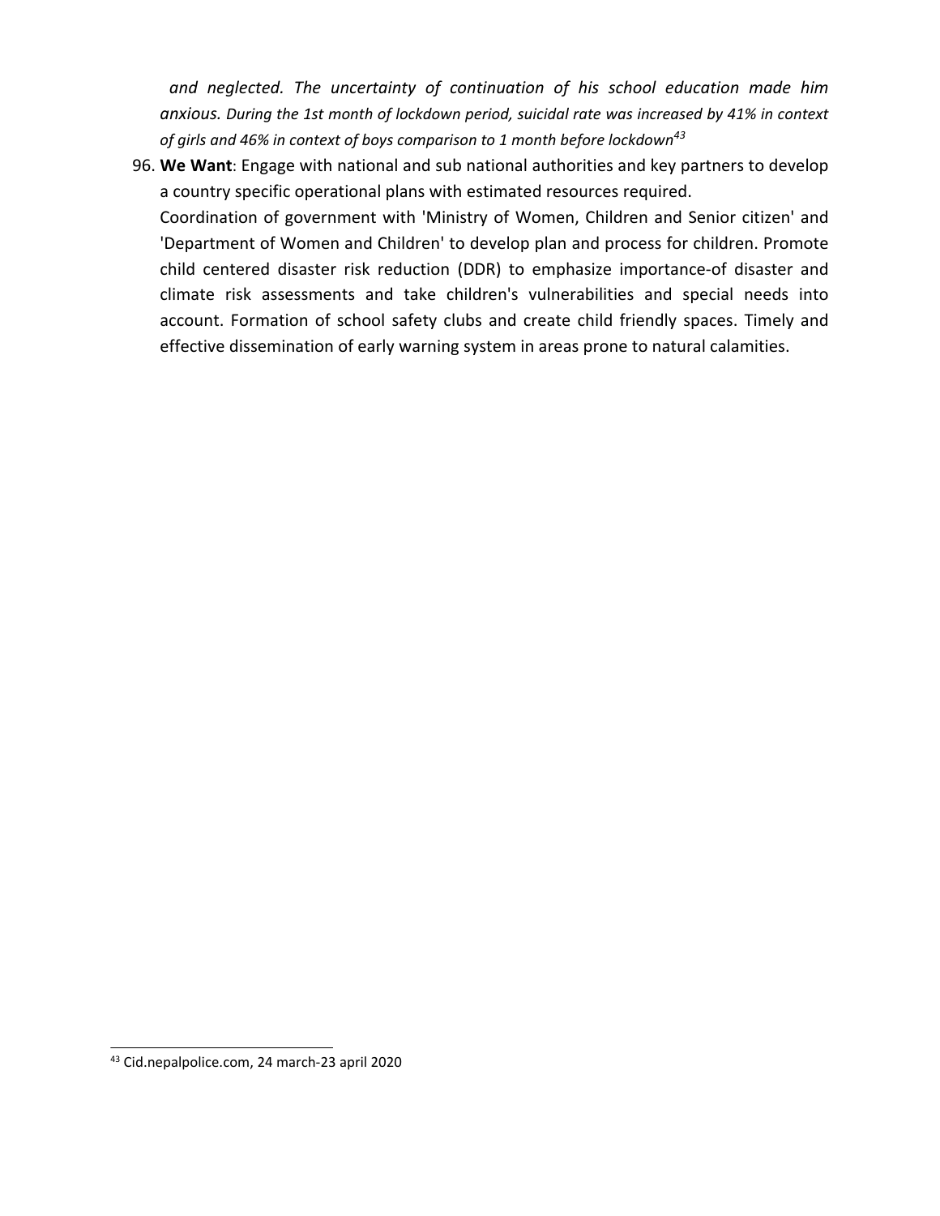*and neglected. The uncertainty of continuation of his school education made him anxious. During the 1st month of lockdown period, suicidal rate was increased by 41% in context of girls and 46% in context of boys comparison to 1 month before lockdown*[43]

96. **We Want**: Engage with national and sub national authorities and key partners to develop a country specific operational plans with estimated resources required.
   Coordination of government with 'Ministry of Women, Children and Senior citizen' and 'Department of Women and Children' to develop plan and process for children. Promote child centered disaster risk reduction (DDR) to emphasize importance-of disaster and climate risk assessments and take children's vulnerabilities and special needs into account. Formation of school safety clubs and create child friendly spaces. Timely and effective dissemination of early warning system in areas prone to natural calamities.

[43] Cid.nepalpolice.com, 24 march-23 april 2020